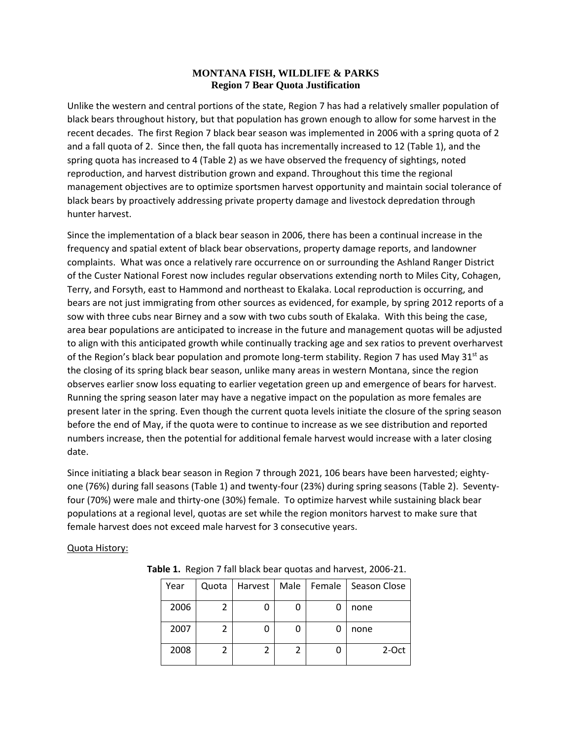**MONTANA FISH, WILDLIFE & PARKS**
**Region 7 Bear Quota Justification**

Unlike the western and central portions of the state, Region 7 has had a relatively smaller population of black bears throughout history, but that population has grown enough to allow for some harvest in the recent decades. The first Region 7 black bear season was implemented in 2006 with a spring quota of 2 and a fall quota of 2. Since then, the fall quota has incrementally increased to 12 (Table 1), and the spring quota has increased to 4 (Table 2) as we have observed the frequency of sightings, noted reproduction, and harvest distribution grown and expand. Throughout this time the regional management objectives are to optimize sportsmen harvest opportunity and maintain social tolerance of black bears by proactively addressing private property damage and livestock depredation through hunter harvest.

Since the implementation of a black bear season in 2006, there has been a continual increase in the frequency and spatial extent of black bear observations, property damage reports, and landowner complaints. What was once a relatively rare occurrence on or surrounding the Ashland Ranger District of the Custer National Forest now includes regular observations extending north to Miles City, Cohagen, Terry, and Forsyth, east to Hammond and northeast to Ekalaka. Local reproduction is occurring, and bears are not just immigrating from other sources as evidenced, for example, by spring 2012 reports of a sow with three cubs near Birney and a sow with two cubs south of Ekalaka. With this being the case, area bear populations are anticipated to increase in the future and management quotas will be adjusted to align with this anticipated growth while continually tracking age and sex ratios to prevent overharvest of the Region's black bear population and promote long-term stability. Region 7 has used May 31st as the closing of its spring black bear season, unlike many areas in western Montana, since the region observes earlier snow loss equating to earlier vegetation green up and emergence of bears for harvest. Running the spring season later may have a negative impact on the population as more females are present later in the spring. Even though the current quota levels initiate the closure of the spring season before the end of May, if the quota were to continue to increase as we see distribution and reported numbers increase, then the potential for additional female harvest would increase with a later closing date.

Since initiating a black bear season in Region 7 through 2021, 106 bears have been harvested; eighty-one (76%) during fall seasons (Table 1) and twenty-four (23%) during spring seasons (Table 2). Seventy-four (70%) were male and thirty-one (30%) female. To optimize harvest while sustaining black bear populations at a regional level, quotas are set while the region monitors harvest to make sure that female harvest does not exceed male harvest for 3 consecutive years.

Quota History:

**Table 1.** Region 7 fall black bear quotas and harvest, 2006-21.

| Year | Quota | Harvest | Male | Female | Season Close |
|---|---|---|---|---|---|
| 2006 | 2 | 0 | 0 | 0 | none |
| 2007 | 2 | 0 | 0 | 0 | none |
| 2008 | 2 | 2 | 2 | 0 | 2-Oct |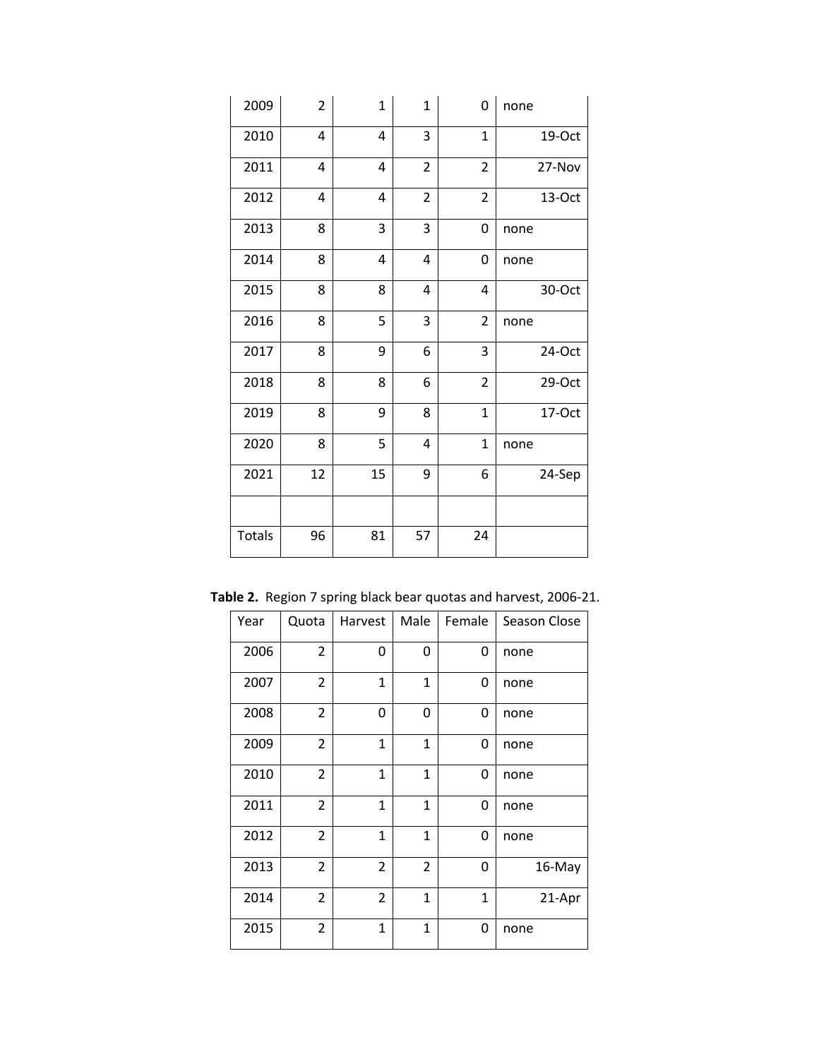| | | | | | |
|---|---|---|---|---|---|
| 2009 | 2 | 1 | 1 | 0 | none |
| 2010 | 4 | 4 | 3 | 1 | 19-Oct |
| 2011 | 4 | 4 | 2 | 2 | 27-Nov |
| 2012 | 4 | 4 | 2 | 2 | 13-Oct |
| 2013 | 8 | 3 | 3 | 0 | none |
| 2014 | 8 | 4 | 4 | 0 | none |
| 2015 | 8 | 8 | 4 | 4 | 30-Oct |
| 2016 | 8 | 5 | 3 | 2 | none |
| 2017 | 8 | 9 | 6 | 3 | 24-Oct |
| 2018 | 8 | 8 | 6 | 2 | 29-Oct |
| 2019 | 8 | 9 | 8 | 1 | 17-Oct |
| 2020 | 8 | 5 | 4 | 1 | none |
| 2021 | 12 | 15 | 9 | 6 | 24-Sep |
| | | | | | |
| Totals | 96 | 81 | 57 | 24 | |

**Table 2.** Region 7 spring black bear quotas and harvest, 2006-21.

| Year | Quota | Harvest | Male | Female | Season Close |
|---|---|---|---|---|---|
| 2006 | 2 | 0 | 0 | 0 | none |
| 2007 | 2 | 1 | 1 | 0 | none |
| 2008 | 2 | 0 | 0 | 0 | none |
| 2009 | 2 | 1 | 1 | 0 | none |
| 2010 | 2 | 1 | 1 | 0 | none |
| 2011 | 2 | 1 | 1 | 0 | none |
| 2012 | 2 | 1 | 1 | 0 | none |
| 2013 | 2 | 2 | 2 | 0 | 16-May |
| 2014 | 2 | 2 | 1 | 1 | 21-Apr |
| 2015 | 2 | 1 | 1 | 0 | none |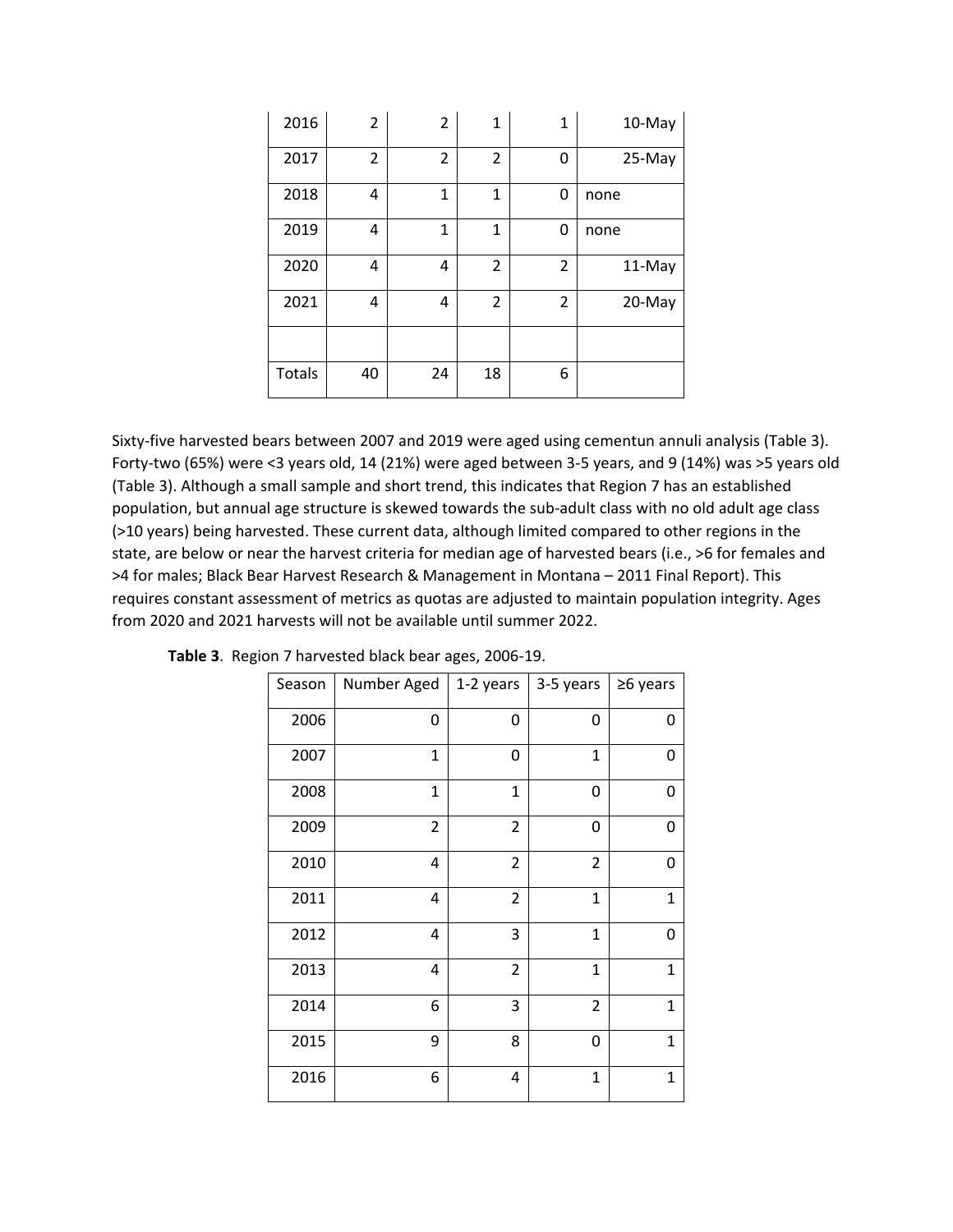| 2016 | 2 | 2 | 1 | 1 | 10-May |
|---|---|---|---|---|---|
| 2017 | 2 | 2 | 2 | 0 | 25-May |
| 2018 | 4 | 1 | 1 | 0 | none |
| 2019 | 4 | 1 | 1 | 0 | none |
| 2020 | 4 | 4 | 2 | 2 | 11-May |
| 2021 | 4 | 4 | 2 | 2 | 20-May |
| | | | | | |
| Totals | 40 | 24 | 18 | 6 | |

Sixty-five harvested bears between 2007 and 2019 were aged using cementun annuli analysis (Table 3). Forty-two (65%) were <3 years old, 14 (21%) were aged between 3-5 years, and 9 (14%) was >5 years old (Table 3). Although a small sample and short trend, this indicates that Region 7 has an established population, but annual age structure is skewed towards the sub-adult class with no old adult age class (>10 years) being harvested. These current data, although limited compared to other regions in the state, are below or near the harvest criteria for median age of harvested bears (i.e., >6 for females and >4 for males; Black Bear Harvest Research & Management in Montana – 2011 Final Report). This requires constant assessment of metrics as quotas are adjusted to maintain population integrity. Ages from 2020 and 2021 harvests will not be available until summer 2022.

**Table 3**. Region 7 harvested black bear ages, 2006-19.

| Season | Number Aged | 1-2 years | 3-5 years | ≥6 years |
|---|---|---|---|---|
| 2006 | 0 | 0 | 0 | 0 |
| 2007 | 1 | 0 | 1 | 0 |
| 2008 | 1 | 1 | 0 | 0 |
| 2009 | 2 | 2 | 0 | 0 |
| 2010 | 4 | 2 | 2 | 0 |
| 2011 | 4 | 2 | 1 | 1 |
| 2012 | 4 | 3 | 1 | 0 |
| 2013 | 4 | 2 | 1 | 1 |
| 2014 | 6 | 3 | 2 | 1 |
| 2015 | 9 | 8 | 0 | 1 |
| 2016 | 6 | 4 | 1 | 1 |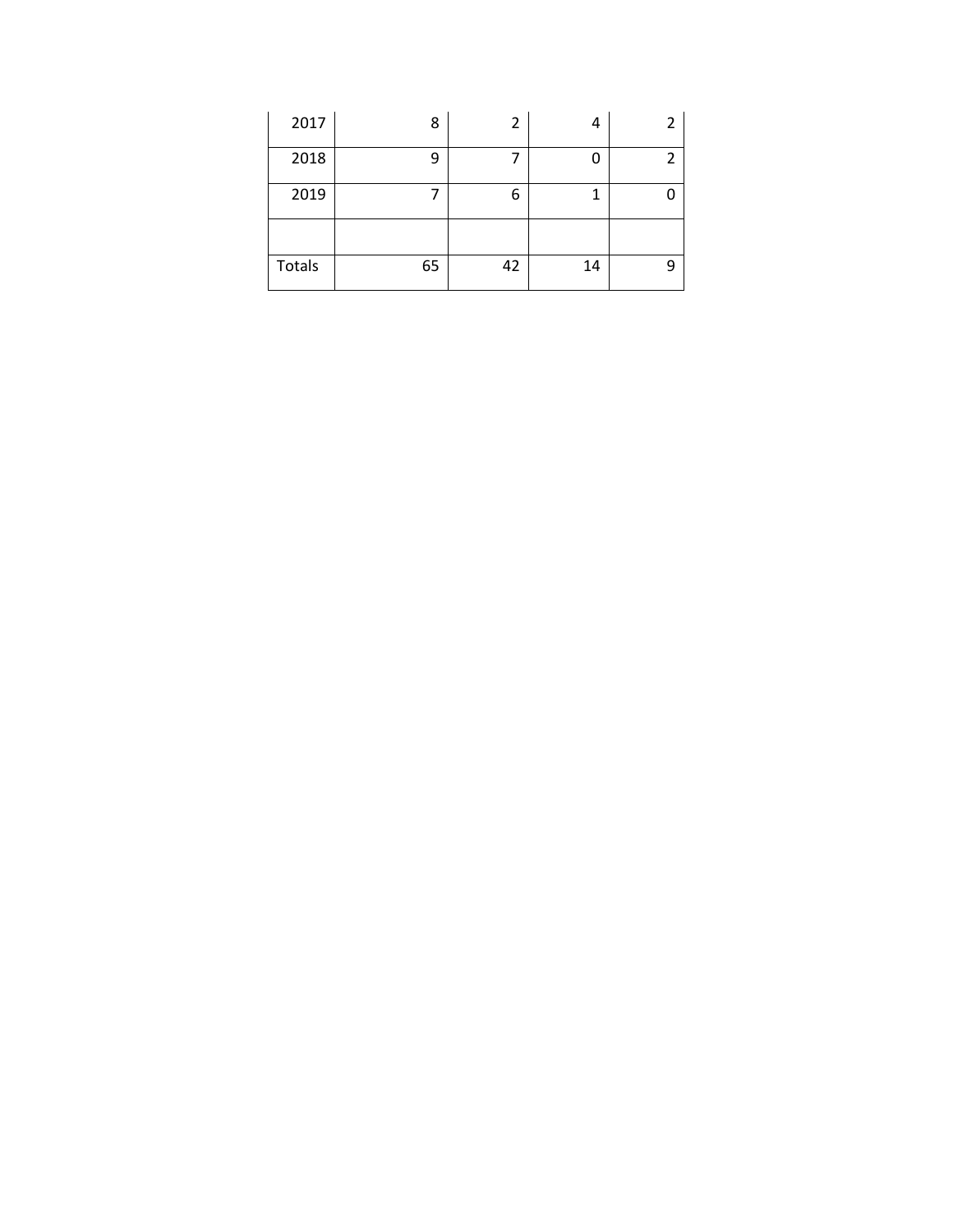| | | | | |
|---|---|---|---|---|
| 2017 | 8 | 2 | 4 | 2 |
| 2018 | 9 | 7 | 0 | 2 |
| 2019 | 7 | 6 | 1 | 0 |
| | | | | |
| Totals | 65 | 42 | 14 | 9 |